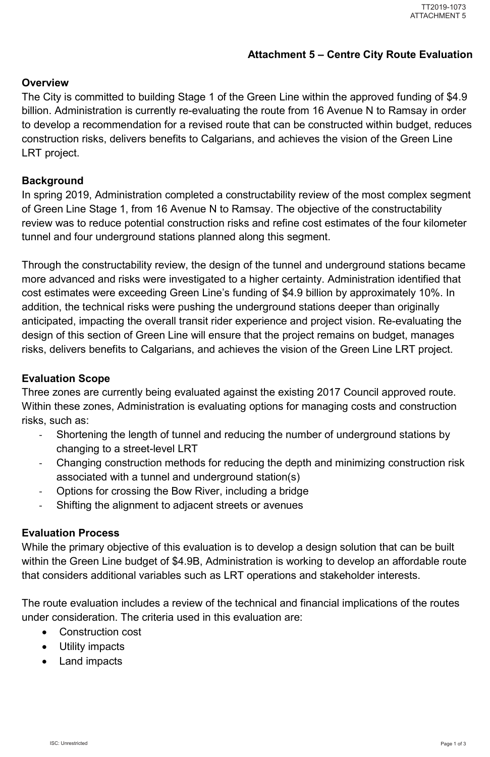# Attachment 5 – Centre City Route Evaluation

## Overview

The City is committed to building Stage 1 of the Green Line within the approved funding of $4.9 billion. Administration is currently re-evaluating the route from 16 Avenue N to Ramsay in order to develop a recommendation for a revised route that can be constructed within budget, reduces construction risks, delivers benefits to Calgarians, and achieves the vision of the Green Line LRT project.

## Background

In spring 2019, Administration completed a constructability review of the most complex segment of Green Line Stage 1, from 16 Avenue N to Ramsay. The objective of the constructability review was to reduce potential construction risks and refine cost estimates of the four kilometer tunnel and four underground stations planned along this segment.

Through the constructability review, the design of the tunnel and underground stations became more advanced and risks were investigated to a higher certainty. Administration identified that cost estimates were exceeding Green Line's funding of $4.9 billion by approximately 10%. In addition, the technical risks were pushing the underground stations deeper than originally anticipated, impacting the overall transit rider experience and project vision. Re-evaluating the design of this section of Green Line will ensure that the project remains on budget, manages risks, delivers benefits to Calgarians, and achieves the vision of the Green Line LRT project.

## Evaluation Scope

Three zones are currently being evaluated against the existing 2017 Council approved route. Within these zones, Administration is evaluating options for managing costs and construction risks, such as:

- Shortening the length of tunnel and reducing the number of underground stations by changing to a street-level LRT
- Changing construction methods for reducing the depth and minimizing construction risk associated with a tunnel and underground station(s)
- Options for crossing the Bow River, including a bridge
- Shifting the alignment to adjacent streets or avenues

## Evaluation Process

While the primary objective of this evaluation is to develop a design solution that can be built within the Green Line budget of $4.9B, Administration is working to develop an affordable route that considers additional variables such as LRT operations and stakeholder interests.

The route evaluation includes a review of the technical and financial implications of the routes under consideration. The criteria used in this evaluation are:

- Construction cost
- Utility impacts
- Land impacts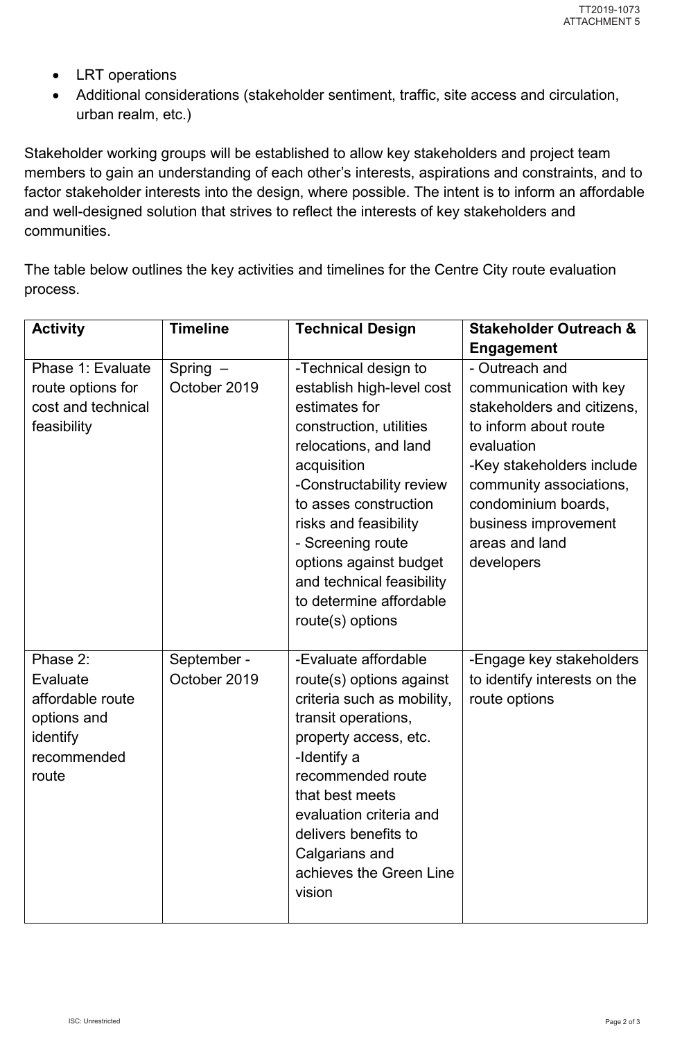- LRT operations
- Additional considerations (stakeholder sentiment, traffic, site access and circulation, urban realm, etc.)

Stakeholder working groups will be established to allow key stakeholders and project team members to gain an understanding of each other's interests, aspirations and constraints, and to factor stakeholder interests into the design, where possible. The intent is to inform an affordable and well-designed solution that strives to reflect the interests of key stakeholders and communities.

The table below outlines the key activities and timelines for the Centre City route evaluation process.

| Activity | Timeline | Technical Design | Stakeholder Outreach & Engagement |
|---|---|---|---|
| Phase 1: Evaluate route options for cost and technical feasibility | Spring – October 2019 | -Technical design to establish high-level cost estimates for construction, utilities relocations, and land acquisition<br>-Constructability review to asses construction risks and feasibility<br>- Screening route options against budget and technical feasibility to determine affordable route(s) options | - Outreach and communication with key stakeholders and citizens, to inform about route evaluation<br>-Key stakeholders include community associations, condominium boards, business improvement areas and land developers |
| Phase 2: Evaluate affordable route options and identify recommended route | September - October 2019 | -Evaluate affordable route(s) options against criteria such as mobility, transit operations, property access, etc.<br>-Identify a recommended route that best meets evaluation criteria and delivers benefits to Calgarians and achieves the Green Line vision | -Engage key stakeholders to identify interests on the route options |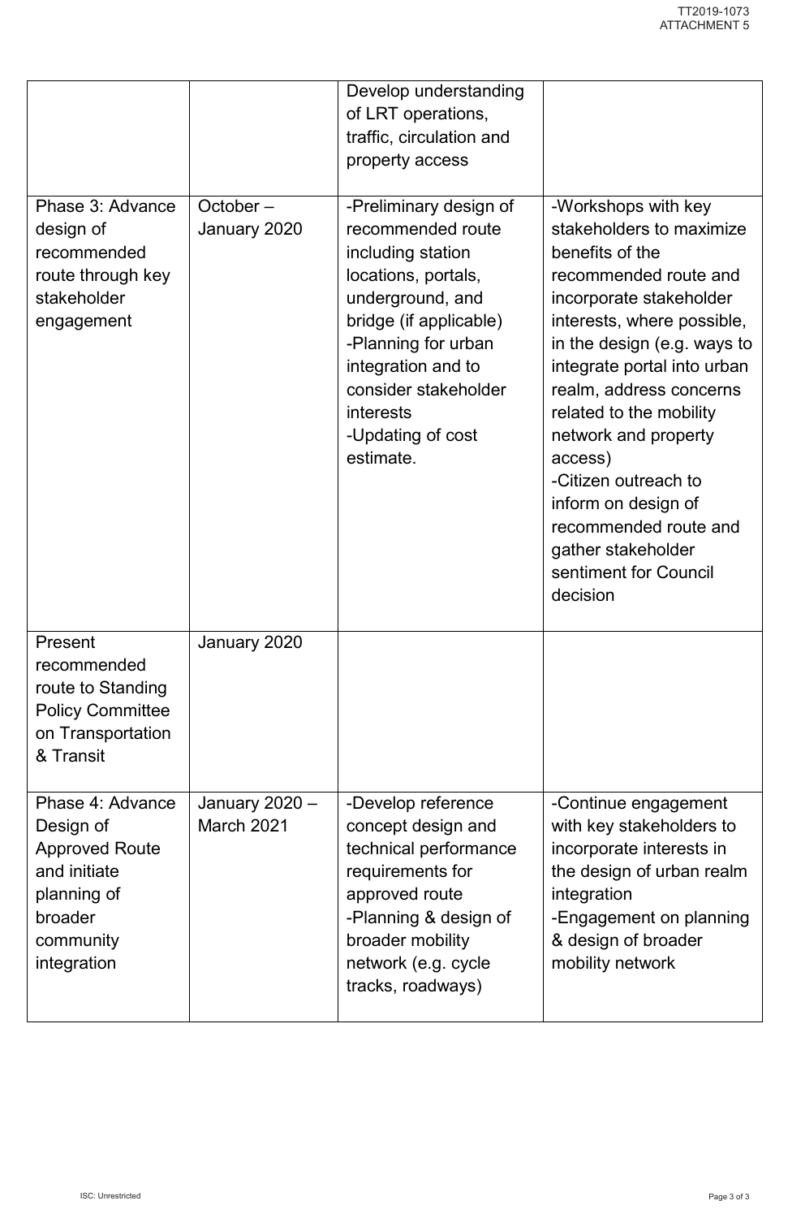| | | | |
|---|---|---|---|
| | | Develop understanding of LRT operations, traffic, circulation and property access | |
| Phase 3: Advance design of recommended route through key stakeholder engagement | October – January 2020 | -Preliminary design of recommended route including station locations, portals, underground, and bridge (if applicable)<br>-Planning for urban integration and to consider stakeholder interests<br>-Updating of cost estimate. | -Workshops with key stakeholders to maximize benefits of the recommended route and incorporate stakeholder interests, where possible, in the design (e.g. ways to integrate portal into urban realm, address concerns related to the mobility network and property access)<br>-Citizen outreach to inform on design of recommended route and gather stakeholder sentiment for Council decision |
| Present recommended route to Standing Policy Committee on Transportation & Transit | January 2020 | | |
| Phase 4: Advance Design of Approved Route and initiate planning of broader community integration | January 2020 – March 2021 | -Develop reference concept design and technical performance requirements for approved route<br>-Planning & design of broader mobility network (e.g. cycle tracks, roadways) | -Continue engagement with key stakeholders to incorporate interests in the design of urban realm integration<br>-Engagement on planning & design of broader mobility network |